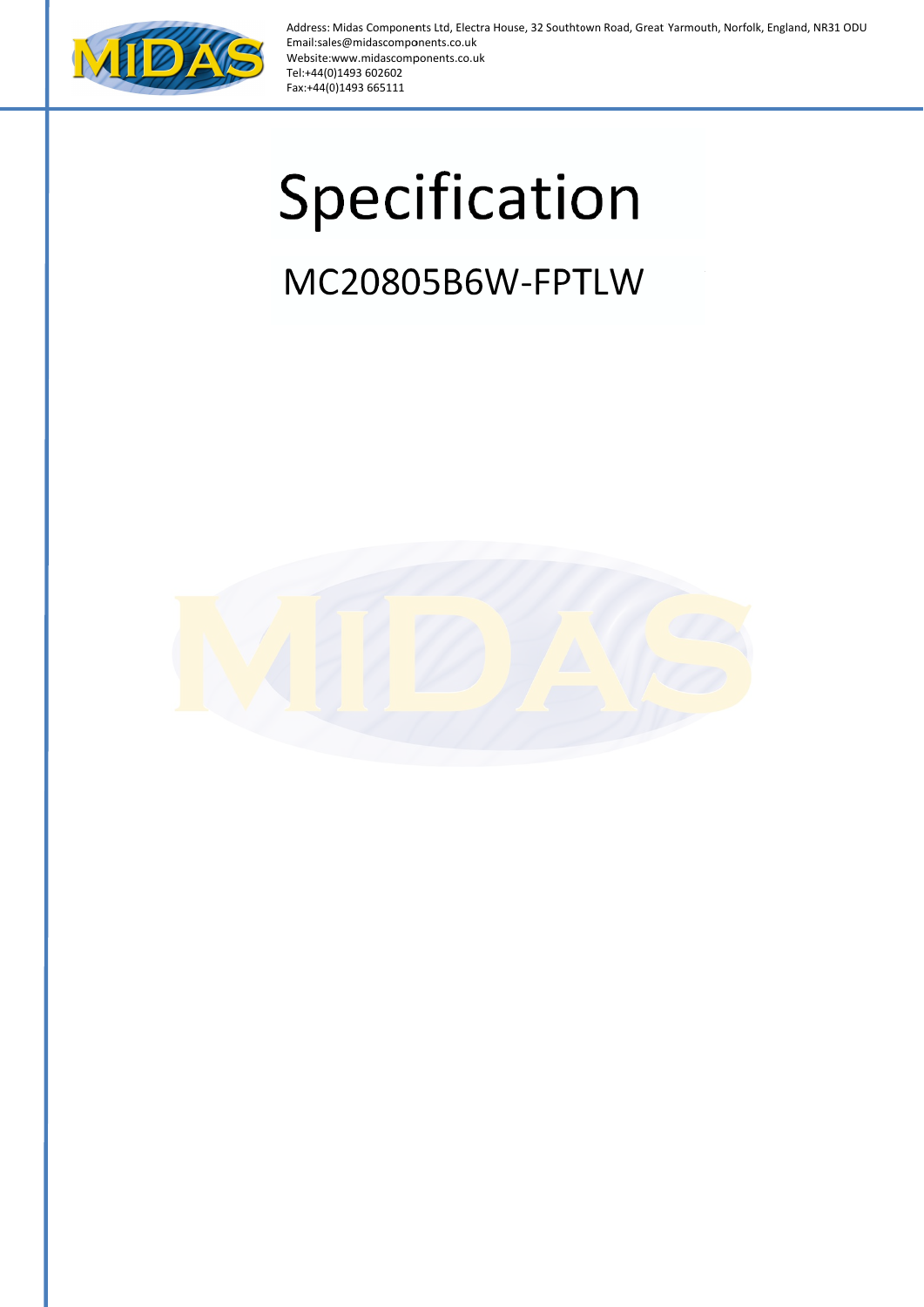Address: Midas Components Ltd, Electra House, 32 Southtown Road, Great Yarmouth, Norfolk, England, NR31 0DU
Email:sales@midascomponents.co.uk
Website:www.midascomponents.co.uk
Tel:+44(0)1493 602602
Fax:+44(0)1493 665111

# Specification

## MC20805B6W-FPTLW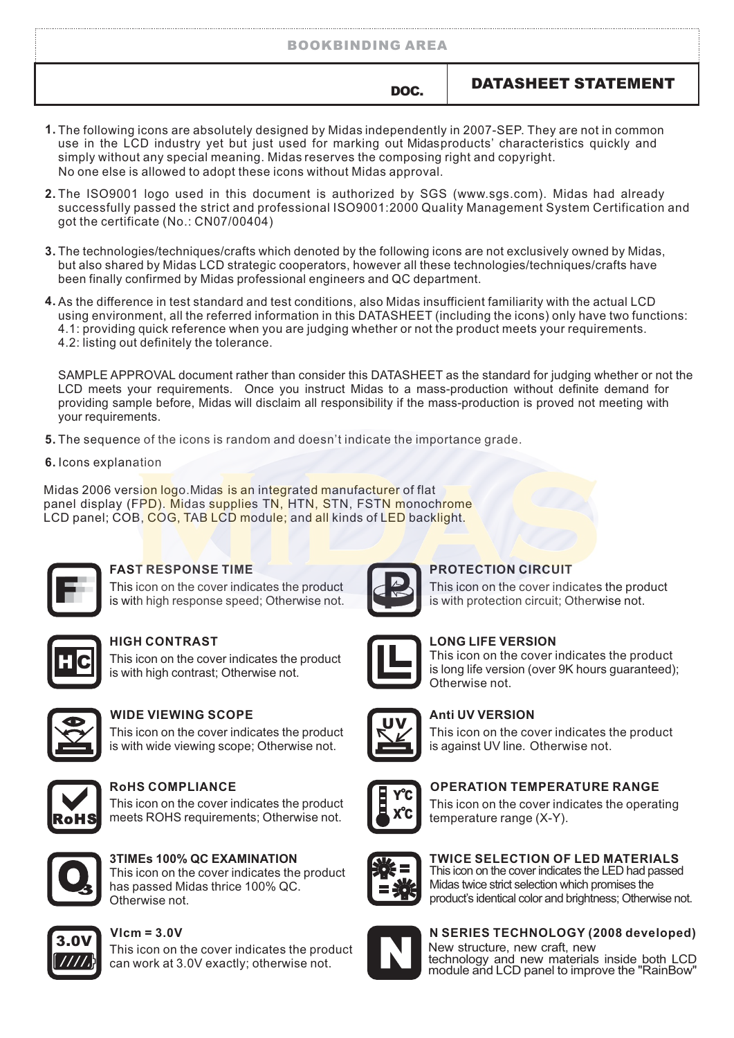BOOKBINDING AREA

DOC.

# DATASHEET STATEMENT

1. The following icons are absolutely designed by Midas independently in 2007-SEP. They are not in common use in the LCD industry yet but just used for marking out Midasproducts' characteristics quickly and simply without any special meaning. Midas reserves the composing right and copyright. No one else is allowed to adopt these icons without Midas approval.

2. The ISO9001 logo used in this document is authorized by SGS (www.sgs.com). Midas had already successfully passed the strict and professional ISO9001:2000 Quality Management System Certification and got the certificate (No.: CN07/00404)

3. The technologies/techniques/crafts which denoted by the following icons are not exclusively owned by Midas, but also shared by Midas LCD strategic cooperators, however all these technologies/techniques/crafts have been finally confirmed by Midas professional engineers and QC department.

4. As the difference in test standard and test conditions, also Midas insufficient familiarity with the actual LCD using environment, all the referred information in this DATASHEET (including the icons) only have two functions:
   4.1: providing quick reference when you are judging whether or not the product meets your requirements.
   4.2: listing out definitely the tolerance.

   SAMPLE APPROVAL document rather than consider this DATASHEET as the standard for judging whether or not the LCD meets your requirements. Once you instruct Midas to a mass-production without definite demand for providing sample before, Midas will disclaim all responsibility if the mass-production is proved not meeting with your requirements.

5. The sequence of the icons is random and doesn't indicate the importance grade.

6. Icons explanation

Midas 2006 version logo.Midas is an integrated manufacturer of flat panel display (FPD). Midas supplies TN, HTN, STN, FSTN monochrome LCD panel; COB, COG, TAB LCD module; and all kinds of LED backlight.

**FAST RESPONSE TIME**
This icon on the cover indicates the product is with high response speed; Otherwise not.

**HIGH CONTRAST**
This icon on the cover indicates the product is with high contrast; Otherwise not.

**WIDE VIEWING SCOPE**
This icon on the cover indicates the product is with wide viewing scope; Otherwise not.

**RoHS COMPLIANCE**
This icon on the cover indicates the product meets ROHS requirements; Otherwise not.

**3TIMEs 100% QC EXAMINATION**
This icon on the cover indicates the product has passed Midas thrice 100% QC. Otherwise not.

**Vlcm = 3.0V**
This icon on the cover indicates the product can work at 3.0V exactly; otherwise not.

**PROTECTION CIRCUIT**
This icon on the cover indicates the product is with protection circuit; Otherwise not.

**LONG LIFE VERSION**
This icon on the cover indicates the product is long life version (over 9K hours guaranteed); Otherwise not.

**Anti UV VERSION**
This icon on the cover indicates the product is against UV line. Otherwise not.

**OPERATION TEMPERATURE RANGE**
This icon on the cover indicates the operating temperature range (X-Y).

**TWICE SELECTION OF LED MATERIALS**
This icon on the cover indicates the LED had passed Midas twice strict selection which promises the product's identical color and brightness; Otherwise not.

**N SERIES TECHNOLOGY (2008 developed)**
New structure, new craft, new technology and new materials inside both LCD module and LCD panel to improve the "RainBow"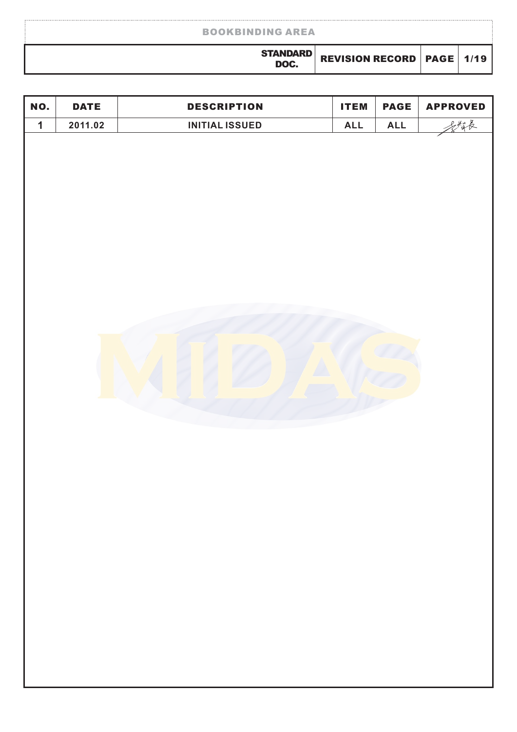# REVISION RECORD

| NO. | DATE | DESCRIPTION | ITEM | PAGE | APPROVED |
|---|---|---|---|---|---|
| 1 | 2011.02 | INITIAL ISSUED | ALL | ALL | 彭智良 |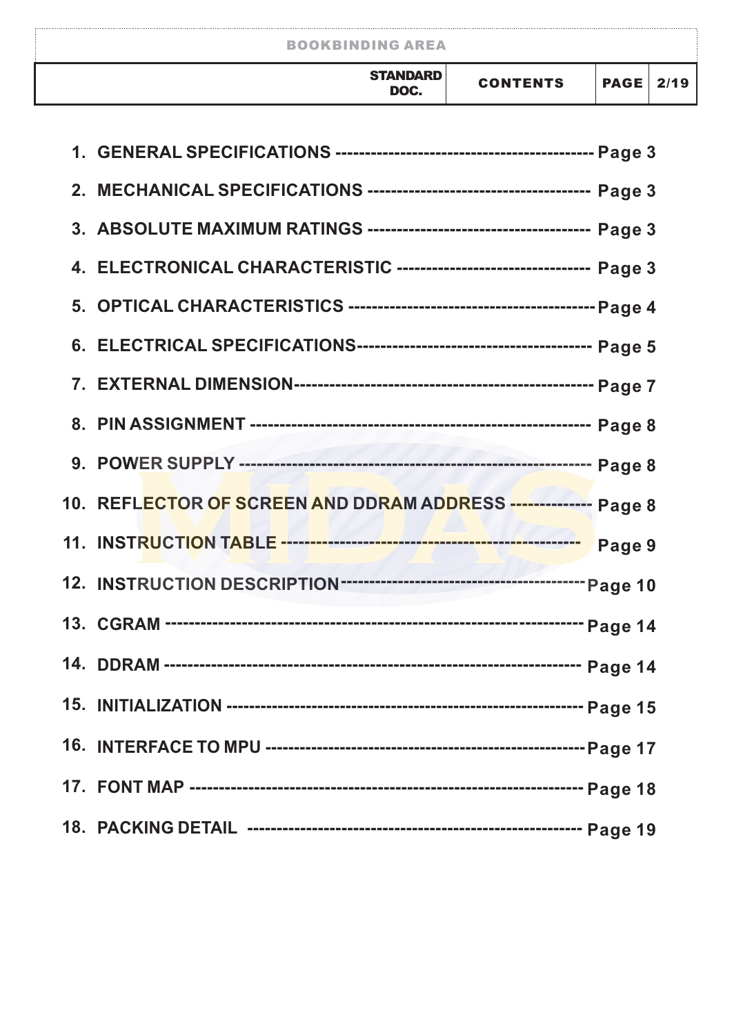# CONTENTS

1. GENERAL SPECIFICATIONS ------------------------------------------ Page 3
2. MECHANICAL SPECIFICATIONS ------------------------------------ Page 3
3. ABSOLUTE MAXIMUM RATINGS ------------------------------------ Page 3
4. ELECTRONICAL CHARACTERISTIC -------------------------------- Page 3
5. OPTICAL CHARACTERISTICS ---------------------------------------- Page 4
6. ELECTRICAL SPECIFICATIONS-------------------------------------- Page 5
7. EXTERNAL DIMENSION------------------------------------------------- Page 7
8. PIN ASSIGNMENT ------------------------------------------------------ Page 8
9. POWER SUPPLY --------------------------------------------------------- Page 8
10. REFLECTOR OF SCREEN AND DDRAM ADDRESS -------------- Page 8
11. INSTRUCTION TABLE ---------------------------------------------- Page 9
12. INSTRUCTION DESCRIPTION---------------------------------------- Page 10
13. CGRAM ------------------------------------------------------------------- Page 14
14. DDRAM ------------------------------------------------------------------- Page 14
15. INITIALIZATION ---------------------------------------------------------- Page 15
16. INTERFACE TO MPU -------------------------------------------------- Page 17
17. FONT MAP ---------------------------------------------------------------- Page 18
18. PACKING DETAIL ------------------------------------------------------ Page 19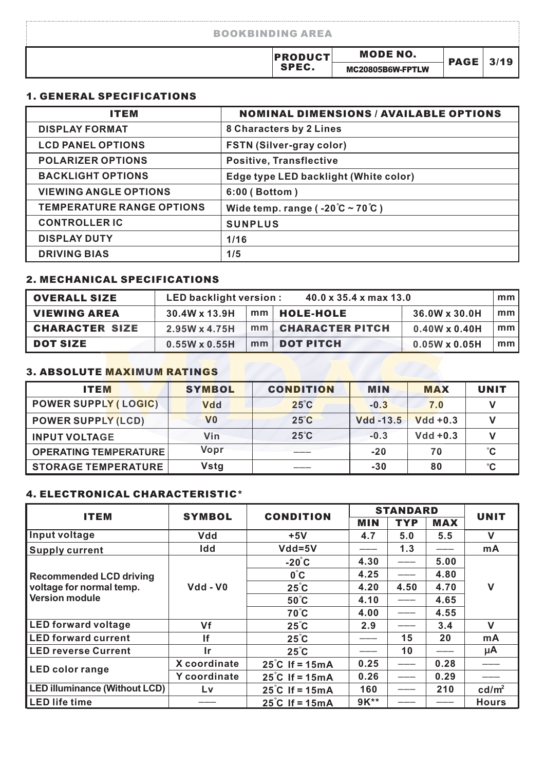## 1. GENERAL SPECIFICATIONS

| ITEM | NOMINAL DIMENSIONS / AVAILABLE OPTIONS |
|---|---|
| DISPLAY FORMAT | 8 Characters by 2 Lines |
| LCD PANEL OPTIONS | FSTN (Silver-gray color) |
| POLARIZER OPTIONS | Positive, Transflective |
| BACKLIGHT OPTIONS | Edge type LED backlight (White color) |
| VIEWING ANGLE OPTIONS | 6:00 ( Bottom ) |
| TEMPERATURE RANGE OPTIONS | Wide temp. range ( -20°C ~ 70°C ) |
| CONTROLLER IC | SUNPLUS |
| DISPLAY DUTY | 1/16 |
| DRIVING BIAS | 1/5 |

## 2. MECHANICAL SPECIFICATIONS

| OVERALL SIZE | LED backlight version : 40.0 x 35.4 x max 13.0 | | | | mm |
|---|---|---|---|---|---|
| VIEWING AREA | 30.4W x 13.9H | mm | HOLE-HOLE | 36.0W x 30.0H | mm |
| CHARACTER SIZE | 2.95W x 4.75H | mm | CHARACTER PITCH | 0.40W x 0.40H | mm |
| DOT SIZE | 0.55W x 0.55H | mm | DOT PITCH | 0.05W x 0.05H | mm |

## 3. ABSOLUTE MAXIMUM RATINGS

| ITEM | SYMBOL | CONDITION | MIN | MAX | UNIT |
|---|---|---|---|---|---|
| POWER SUPPLY ( LOGIC) | Vdd | 25°C | -0.3 | 7.0 | V |
| POWER SUPPLY (LCD) | V0 | 25°C | Vdd -13.5 | Vdd +0.3 | V |
| INPUT VOLTAGE | Vin | 25°C | -0.3 | Vdd +0.3 | V |
| OPERATING TEMPERATURE | Vopr | —— | -20 | 70 | °C |
| STORAGE TEMPERATURE | Vstg | —— | -30 | 80 | °C |

## 4. ELECTRONICAL CHARACTERISTIC*

| ITEM | SYMBOL | CONDITION | STANDARD | | | UNIT |
|---|---|---|---|---|---|---|
| | | | MIN | TYP | MAX | |
| Input voltage | Vdd | +5V | 4.7 | 5.0 | 5.5 | V |
| Supply current | Idd | Vdd=5V | —— | 1.3 | —— | mA |
| Recommended LCD driving voltage for normal temp. Version module | Vdd - V0 | -20°C | 4.30 | —— | 5.00 | V |
| | | 0°C | 4.25 | —— | 4.80 | |
| | | 25°C | 4.20 | 4.50 | 4.70 | |
| | | 50°C | 4.10 | —— | 4.65 | |
| | | 70°C | 4.00 | —— | 4.55 | |
| LED forward voltage | Vf | 25°C | 2.9 | —— | 3.4 | V |
| LED forward current | If | 25°C | —— | 15 | 20 | mA |
| LED reverse Current | Ir | 25°C | —— | 10 | —— | μA |
| LED color range | X coordinate | 25°C If = 15mA | 0.25 | —— | 0.28 | —— |
| | Y coordinate | 25°C If = 15mA | 0.26 | —— | 0.29 | —— |
| LED illuminance (Without LCD) | Lv | 25°C If = 15mA | 160 | —— | 210 | $cd/m^2$ |
| LED life time | —— | 25°C If = 15mA | 9K** | —— | —— | Hours |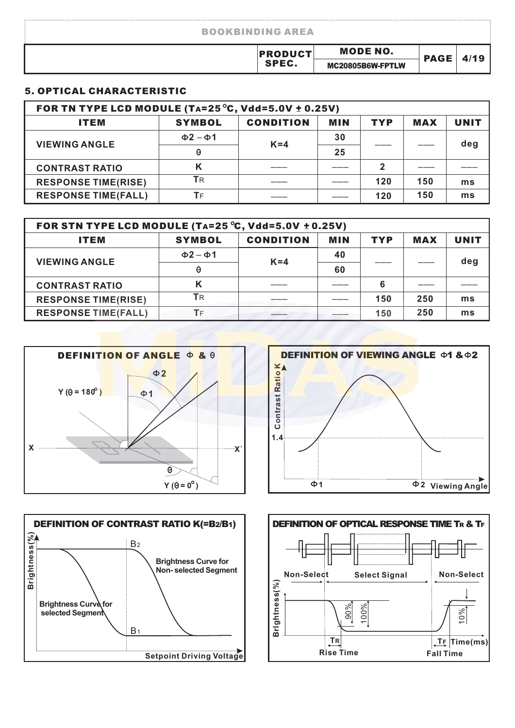## 5. OPTICAL CHARACTERISTIC

| FOR TN TYPE LCD MODULE ($T_A$=25°C, Vdd=5.0V ± 0.25V) | | | | | | |
|---|---|---|---|---|---|---|
| ITEM | SYMBOL | CONDITION | MIN | TYP | MAX | UNIT |
| VIEWING ANGLE | $\Phi 2 - \Phi 1$ | K=4 | 30 | --- | --- | deg |
| | $\theta$ | | 25 | | | |
| CONTRAST RATIO | K | --- | --- | 2 | --- | --- |
| RESPONSE TIME(RISE) | $T_R$ | --- | --- | 120 | 150 | ms |
| RESPONSE TIME(FALL) | $T_F$ | --- | --- | 120 | 150 | ms |

| FOR STN TYPE LCD MODULE ($T_A$=25°C, Vdd=5.0V ± 0.25V) | | | | | | |
|---|---|---|---|---|---|---|
| ITEM | SYMBOL | CONDITION | MIN | TYP | MAX | UNIT |
| VIEWING ANGLE | $\Phi 2 - \Phi 1$ | K=4 | 40 | --- | --- | deg |
| | $\theta$ | | 60 | | | |
| CONTRAST RATIO | K | --- | --- | 6 | --- | --- |
| RESPONSE TIME(RISE) | $T_R$ | --- | --- | 150 | 250 | ms |
| RESPONSE TIME(FALL) | $T_F$ | --- | --- | 150 | 250 | ms |

**DEFINITION OF ANGLE $\Phi$ & $\theta$**

**DEFINITION OF VIEWING ANGLE $\Phi 1$ & $\Phi 2$**

**DEFINITION OF CONTRAST RATIO K(=$B_2/B_1$)**

**DEFINITION OF OPTICAL RESPONSE TIME $T_R$ & $T_F$**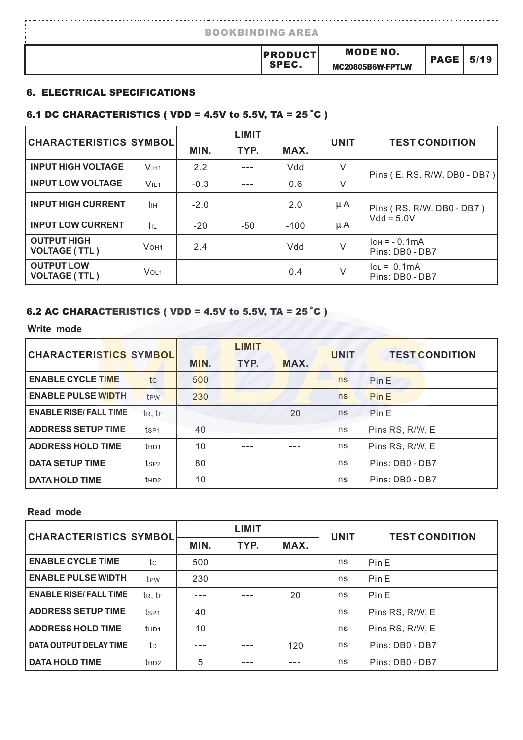## 6. ELECTRICAL SPECIFICATIONS

### 6.1 DC CHARACTERISTICS ( VDD = 4.5V to 5.5V, TA = 25˚C )

| CHARACTERISTICS | SYMBOL | LIMIT | | | UNIT | TEST CONDITION |
|---|---|---|---|---|---|---|
| | | MIN. | TYP. | MAX. | | |
| INPUT HIGH VOLTAGE | $V_{IH1}$ | 2.2 | --- | Vdd | V | Pins ( E. RS. R/W. DB0 - DB7 ) |
| INPUT LOW VOLTAGE | $V_{IL1}$ | -0.3 | --- | 0.6 | V | |
| INPUT HIGH CURRENT | $I_{IH}$ | -2.0 | --- | 2.0 | μA | Pins ( RS. R/W. DB0 - DB7 ) Vdd = 5.0V |
| INPUT LOW CURRENT | $I_{IL}$ | -20 | -50 | -100 | μA | |
| OUTPUT HIGH VOLTAGE ( TTL ) | $V_{OH1}$ | 2.4 | --- | Vdd | V | $I_{OH}$ = - 0.1mA Pins: DB0 - DB7 |
| OUTPUT LOW VOLTAGE ( TTL ) | $V_{OL1}$ | --- | --- | 0.4 | V | $I_{OL}$ = 0.1mA Pins: DB0 - DB7 |

### 6.2 AC CHARACTERISTICS ( VDD = 4.5V to 5.5V, TA = 25˚C )

**Write mode**

| CHARACTERISTICS | SYMBOL | LIMIT | | | UNIT | TEST CONDITION |
|---|---|---|---|---|---|---|
| | | MIN. | TYP. | MAX. | | |
| ENABLE CYCLE TIME | $t_C$ | 500 | --- | --- | ns | Pin E |
| ENABLE PULSE WIDTH | $t_{PW}$ | 230 | --- | --- | ns | Pin E |
| ENABLE RISE/ FALL TIME | $t_R$, $t_F$ | --- | --- | 20 | ns | Pin E |
| ADDRESS SETUP TIME | $t_{SP1}$ | 40 | --- | --- | ns | Pins RS, R/W, E |
| ADDRESS HOLD TIME | $t_{HD1}$ | 10 | --- | --- | ns | Pins RS, R/W, E |
| DATA SETUP TIME | $t_{SP2}$ | 80 | --- | --- | ns | Pins: DB0 - DB7 |
| DATA HOLD TIME | $t_{HD2}$ | 10 | --- | --- | ns | Pins: DB0 - DB7 |

**Read mode**

| CHARACTERISTICS | SYMBOL | LIMIT | | | UNIT | TEST CONDITION |
|---|---|---|---|---|---|---|
| | | MIN. | TYP. | MAX. | | |
| ENABLE CYCLE TIME | $t_C$ | 500 | --- | --- | ns | Pin E |
| ENABLE PULSE WIDTH | $t_{PW}$ | 230 | --- | --- | ns | Pin E |
| ENABLE RISE/ FALL TIME | $t_R$, $t_F$ | --- | --- | 20 | ns | Pin E |
| ADDRESS SETUP TIME | $t_{SP1}$ | 40 | --- | --- | ns | Pins RS, R/W, E |
| ADDRESS HOLD TIME | $t_{HD1}$ | 10 | --- | --- | ns | Pins RS, R/W, E |
| DATA OUTPUT DELAY TIME | $t_D$ | --- | --- | 120 | ns | Pins: DB0 - DB7 |
| DATA HOLD TIME | $t_{HD2}$ | 5 | --- | --- | ns | Pins: DB0 - DB7 |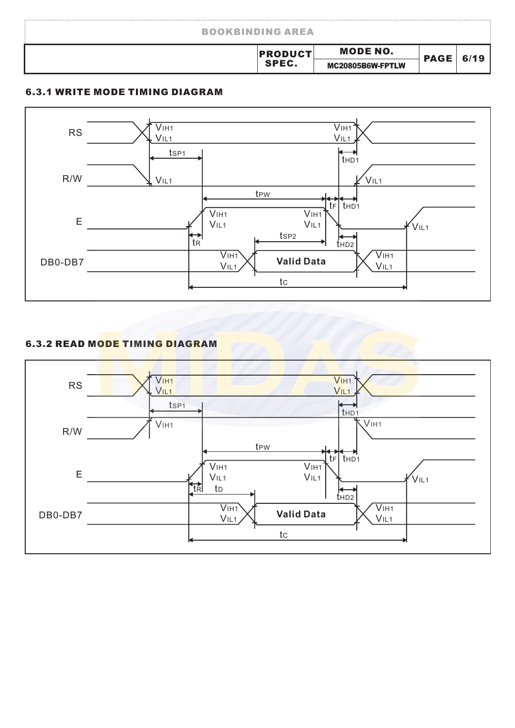### 6.3.1 WRITE MODE TIMING DIAGRAM

RS, R/W, E, DB0-DB7

$V_{IH1}$, $V_{IL1}$, $t_{SP1}$, $t_{HD1}$, $t_{PW}$, $t_F$, $t_R$, $t_{SP2}$, $t_{HD2}$, $t_C$

Valid Data

### 6.3.2 READ MODE TIMING DIAGRAM

RS, R/W, E, DB0-DB7

$V_{IH1}$, $V_{IL1}$, $t_{SP1}$, $t_{HD1}$, $t_{PW}$, $t_F$, $t_R$, $t_D$, $t_{HD2}$, $t_C$

Valid Data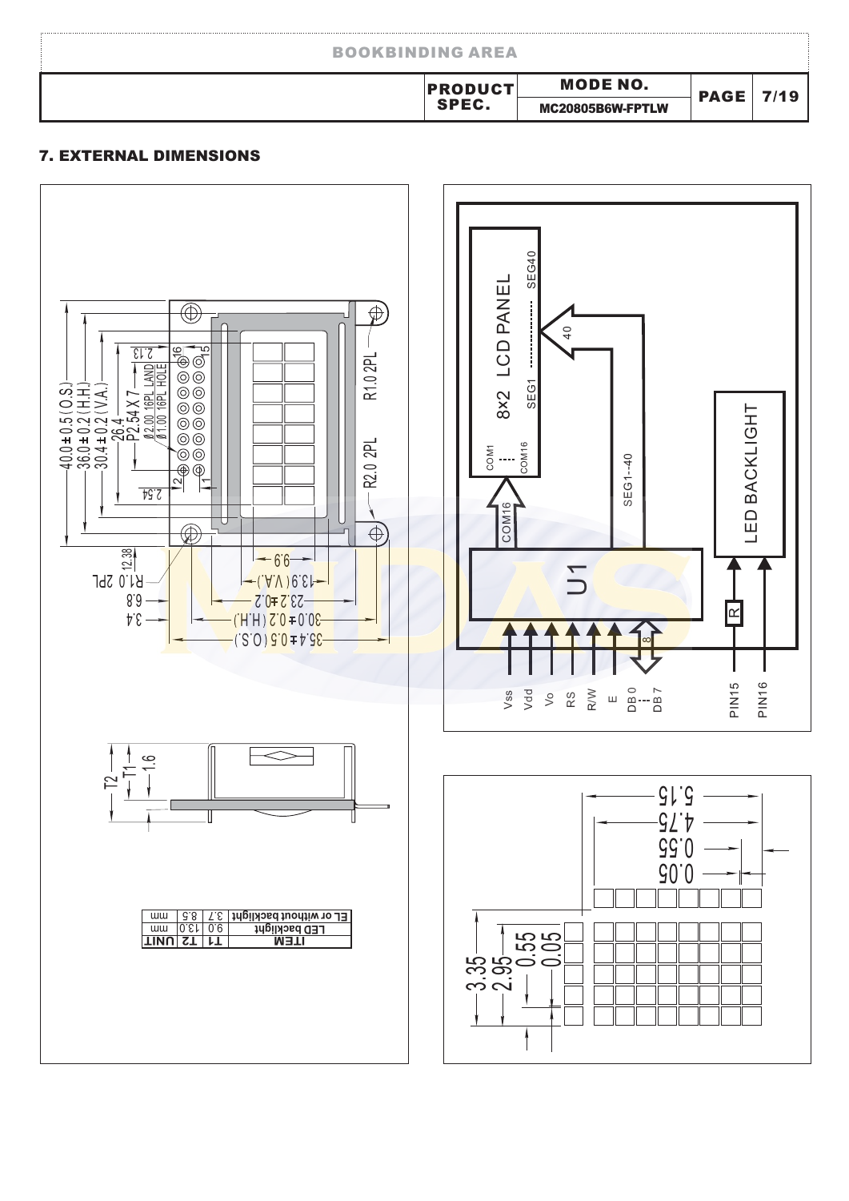## 7. EXTERNAL DIMENSIONS

| ITEM | T1 | T2 | UNIT |
|---|---|---|---|
| LED backlight | 9.0 | 13.0 | mm |
| EL or without backlight | 3.7 | 8.5 | mm |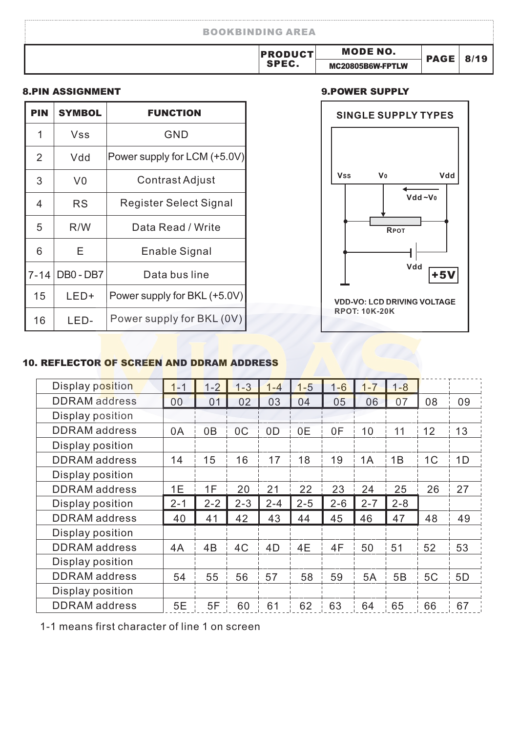## 8.PIN ASSIGNMENT

| PIN | SYMBOL | FUNCTION |
|---|---|---|
| 1 | Vss | GND |
| 2 | Vdd | Power supply for LCM (+5.0V) |
| 3 | V0 | Contrast Adjust |
| 4 | RS | Register Select Signal |
| 5 | R/W | Data Read / Write |
| 6 | E | Enable Signal |
| 7-14 | DB0 - DB7 | Data bus line |
| 15 | LED+ | Power supply for BKL (+5.0V) |
| 16 | LED- | Power supply for BKL (0V) |

## 9.POWER SUPPLY

SINGLE SUPPLY TYPES

Vss V0 Vdd

Vdd~V0

RPOT

Vdd

+5V

VDD-VO: LCD DRIVING VOLTAGE
RPOT: 10K-20K

## 10. REFLECTOR OF SCREEN AND DDRAM ADDRESS

| Display position | 1-1 | 1-2 | 1-3 | 1-4 | 1-5 | 1-6 | 1-7 | 1-8 | | |
|---|---|---|---|---|---|---|---|---|---|---|
| DDRAM address | 00 | 01 | 02 | 03 | 04 | 05 | 06 | 07 | 08 | 09 |
| Display position | | | | | | | | | | |
| DDRAM address | 0A | 0B | 0C | 0D | 0E | 0F | 10 | 11 | 12 | 13 |
| Display position | | | | | | | | | | |
| DDRAM address | 14 | 15 | 16 | 17 | 18 | 19 | 1A | 1B | 1C | 1D |
| Display position | | | | | | | | | | |
| DDRAM address | 1E | 1F | 20 | 21 | 22 | 23 | 24 | 25 | 26 | 27 |
| Display position | 2-1 | 2-2 | 2-3 | 2-4 | 2-5 | 2-6 | 2-7 | 2-8 | | |
| DDRAM address | 40 | 41 | 42 | 43 | 44 | 45 | 46 | 47 | 48 | 49 |
| Display position | | | | | | | | | | |
| DDRAM address | 4A | 4B | 4C | 4D | 4E | 4F | 50 | 51 | 52 | 53 |
| Display position | | | | | | | | | | |
| DDRAM address | 54 | 55 | 56 | 57 | 58 | 59 | 5A | 5B | 5C | 5D |
| Display position | | | | | | | | | | |
| DDRAM address | 5E | 5F | 60 | 61 | 62 | 63 | 64 | 65 | 66 | 67 |

1-1 means first character of line 1 on screen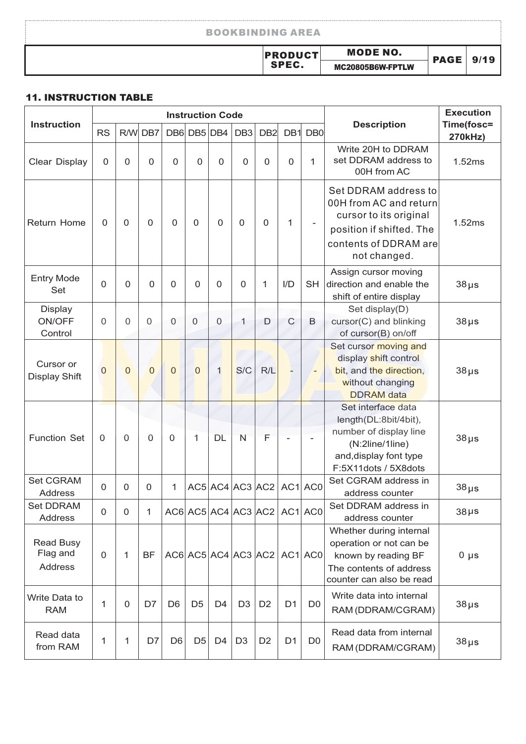## 11. INSTRUCTION TABLE

| Instruction | Instruction Code | | | | | | | | | | Description | Execution Time(fosc= 270kHz) |
|---|---|---|---|---|---|---|---|---|---|---|---|---|
| | RS | R/W | DB7 | DB6 | DB5 | DB4 | DB3 | DB2 | DB1 | DB0 | | |
| Clear Display | 0 | 0 | 0 | 0 | 0 | 0 | 0 | 0 | 0 | 1 | Write 20H to DDRAM set DDRAM address to 00H from AC | 1.52ms |
| Return Home | 0 | 0 | 0 | 0 | 0 | 0 | 0 | 0 | 1 | - | Set DDRAM address to 00H from AC and return cursor to its original position if shifted. The contents of DDRAM are not changed. | 1.52ms |
| Entry Mode Set | 0 | 0 | 0 | 0 | 0 | 0 | 0 | 1 | I/D | SH | Assign cursor moving direction and enable the shift of entire display | 38μs |
| Display ON/OFF Control | 0 | 0 | 0 | 0 | 0 | 0 | 1 | D | C | B | Set display(D) cursor(C) and blinking of cursor(B) on/off | 38μs |
| Cursor or Display Shift | 0 | 0 | 0 | 0 | 0 | 1 | S/C | R/L | - | - | Set cursor moving and display shift control bit, and the direction, without changing DDRAM data | 38μs |
| Function Set | 0 | 0 | 0 | 0 | 1 | DL | N | F | - | - | Set interface data length(DL:8bit/4bit), number of display line (N:2line/1line) and,display font type F:5X11dots / 5X8dots | 38μs |
| Set CGRAM Address | 0 | 0 | 0 | 1 | AC5 | AC4 | AC3 | AC2 | AC1 | AC0 | Set CGRAM address in address counter | 38μs |
| Set DDRAM Address | 0 | 0 | 1 | AC6 | AC5 | AC4 | AC3 | AC2 | AC1 | AC0 | Set DDRAM address in address counter | 38μs |
| Read Busy Flag and Address | 0 | 1 | BF | AC6 | AC5 | AC4 | AC3 | AC2 | AC1 | AC0 | Whether during internal operation or not can be known by reading BF The contents of address counter can also be read | 0 μs |
| Write Data to RAM | 1 | 0 | D7 | D6 | D5 | D4 | D3 | D2 | D1 | D0 | Write data into internal RAM (DDRAM/CGRAM) | 38μs |
| Read data from RAM | 1 | 1 | D7 | D6 | D5 | D4 | D3 | D2 | D1 | D0 | Read data from internal RAM (DDRAM/CGRAM) | 38μs |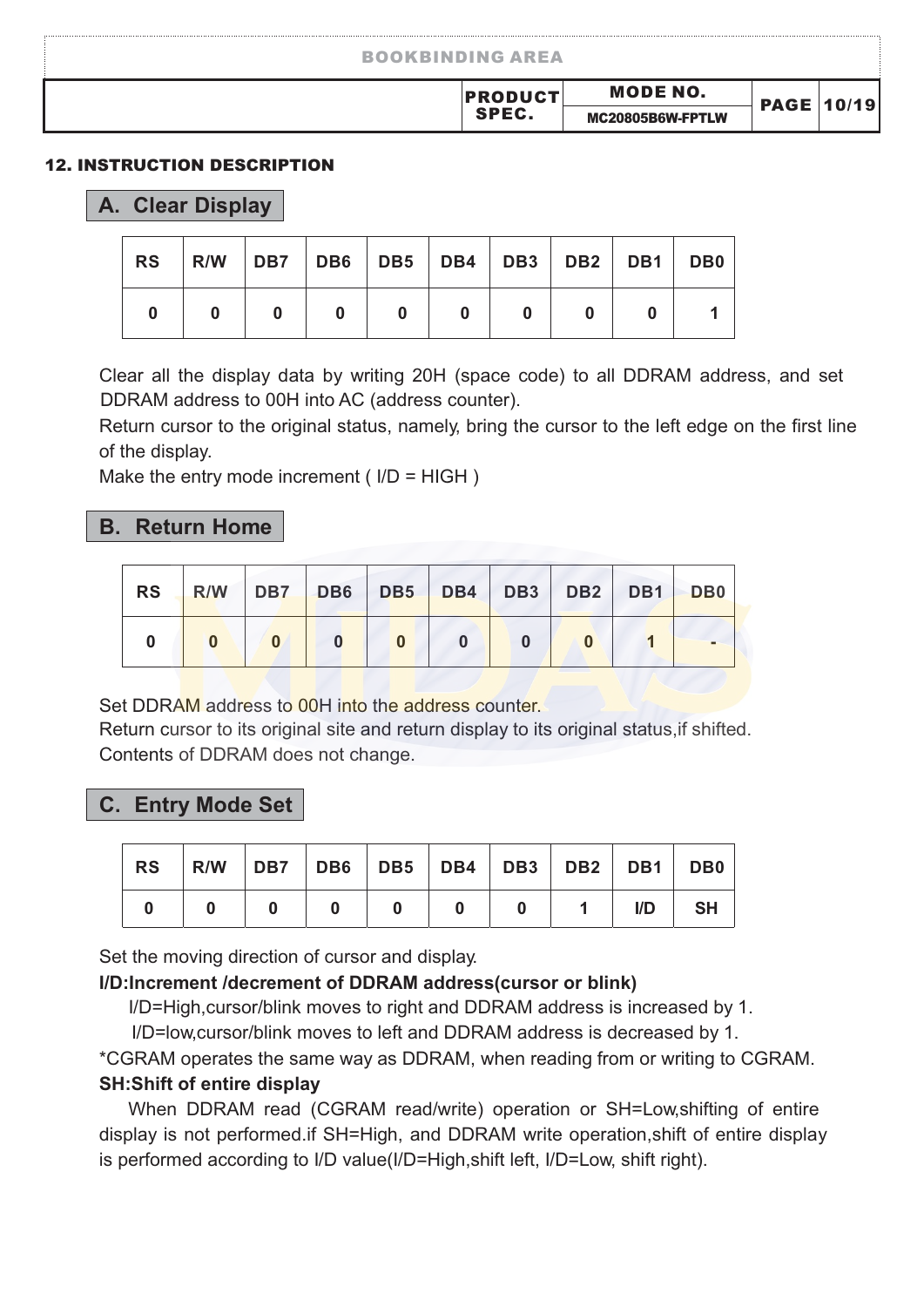## 12. INSTRUCTION DESCRIPTION

### A. Clear Display

| RS | R/W | DB7 | DB6 | DB5 | DB4 | DB3 | DB2 | DB1 | DB0 |
|---|---|---|---|---|---|---|---|---|---|
| 0 | 0 | 0 | 0 | 0 | 0 | 0 | 0 | 0 | 1 |

Clear all the display data by writing 20H (space code) to all DDRAM address, and set DDRAM address to 00H into AC (address counter).

Return cursor to the original status, namely, bring the cursor to the left edge on the first line of the display.

Make the entry mode increment ( I/D = HIGH )

### B. Return Home

| RS | R/W | DB7 | DB6 | DB5 | DB4 | DB3 | DB2 | DB1 | DB0 |
|---|---|---|---|---|---|---|---|---|---|
| 0 | 0 | 0 | 0 | 0 | 0 | 0 | 0 | 1 | - |

Set DDRAM address to 00H into the address counter.

Return cursor to its original site and return display to its original status,if shifted.

Contents of DDRAM does not change.

### C. Entry Mode Set

| RS | R/W | DB7 | DB6 | DB5 | DB4 | DB3 | DB2 | DB1 | DB0 |
|---|---|---|---|---|---|---|---|---|---|
| 0 | 0 | 0 | 0 | 0 | 0 | 0 | 1 | I/D | SH |

Set the moving direction of cursor and display.

**I/D:Increment /decrement of DDRAM address(cursor or blink)**

I/D=High,cursor/blink moves to right and DDRAM address is increased by 1.

I/D=low,cursor/blink moves to left and DDRAM address is decreased by 1.

*CGRAM operates the same way as DDRAM, when reading from or writing to CGRAM.

**SH:Shift of entire display**

When DDRAM read (CGRAM read/write) operation or SH=Low,shifting of entire display is not performed.if SH=High, and DDRAM write operation,shift of entire display is performed according to I/D value(I/D=High,shift left, I/D=Low, shift right).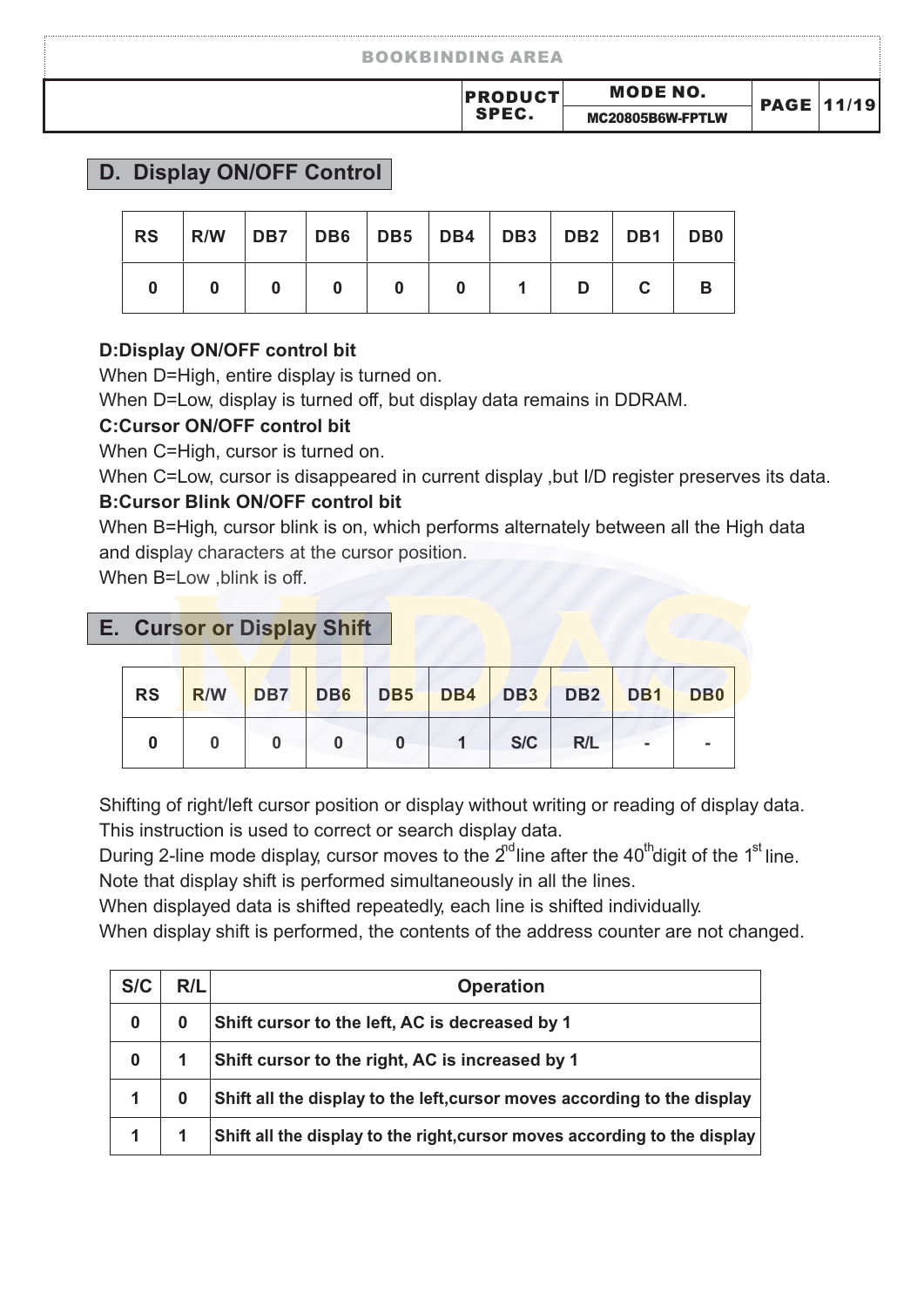## D. Display ON/OFF Control

| RS | R/W | DB7 | DB6 | DB5 | DB4 | DB3 | DB2 | DB1 | DB0 |
|---|---|---|---|---|---|---|---|---|---|
| 0 | 0 | 0 | 0 | 0 | 0 | 1 | D | C | B |

**D:Display ON/OFF control bit**

When D=High, entire display is turned on.

When D=Low, display is turned off, but display data remains in DDRAM.

**C:Cursor ON/OFF control bit**

When C=High, cursor is turned on.

When C=Low, cursor is disappeared in current display ,but I/D register preserves its data.

**B:Cursor Blink ON/OFF control bit**

When B=High, cursor blink is on, which performs alternately between all the High data and display characters at the cursor position.

When B=Low ,blink is off.

## E. Cursor or Display Shift

| RS | R/W | DB7 | DB6 | DB5 | DB4 | DB3 | DB2 | DB1 | DB0 |
|---|---|---|---|---|---|---|---|---|---|
| 0 | 0 | 0 | 0 | 0 | 1 | S/C | R/L | - | - |

Shifting of right/left cursor position or display without writing or reading of display data. This instruction is used to correct or search display data.

During 2-line mode display, cursor moves to the 2nd line after the 40th digit of the 1st line.

Note that display shift is performed simultaneously in all the lines.

When displayed data is shifted repeatedly, each line is shifted individually.

When display shift is performed, the contents of the address counter are not changed.

| S/C | R/L | Operation |
|---|---|---|
| 0 | 0 | Shift cursor to the left, AC is decreased by 1 |
| 0 | 1 | Shift cursor to the right, AC is increased by 1 |
| 1 | 0 | Shift all the display to the left,cursor moves according to the display |
| 1 | 1 | Shift all the display to the right,cursor moves according to the display |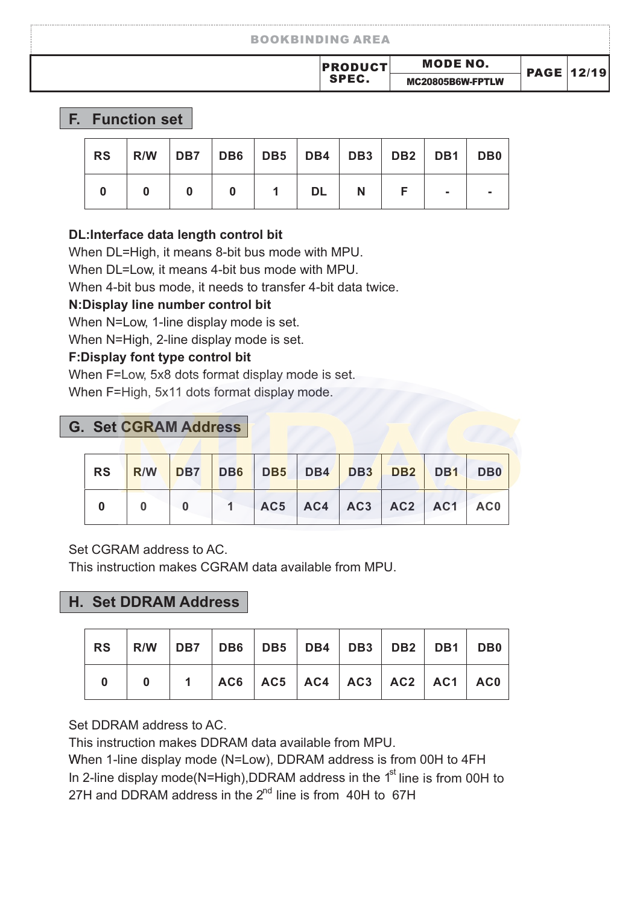## F. Function set

| RS | R/W | DB7 | DB6 | DB5 | DB4 | DB3 | DB2 | DB1 | DB0 |
|---|---|---|---|---|---|---|---|---|---|
| 0 | 0 | 0 | 0 | 1 | DL | N | F | - | - |

**DL:Interface data length control bit**
When DL=High, it means 8-bit bus mode with MPU.
When DL=Low, it means 4-bit bus mode with MPU.
When 4-bit bus mode, it needs to transfer 4-bit data twice.
**N:Display line number control bit**
When N=Low, 1-line display mode is set.
When N=High, 2-line display mode is set.
**F:Display font type control bit**
When F=Low, 5x8 dots format display mode is set.
When F=High, 5x11 dots format display mode.

## G. Set CGRAM Address

| RS | R/W | DB7 | DB6 | DB5 | DB4 | DB3 | DB2 | DB1 | DB0 |
|---|---|---|---|---|---|---|---|---|---|
| 0 | 0 | 0 | 1 | AC5 | AC4 | AC3 | AC2 | AC1 | AC0 |

Set CGRAM address to AC.
This instruction makes CGRAM data available from MPU.

## H. Set DDRAM Address

| RS | R/W | DB7 | DB6 | DB5 | DB4 | DB3 | DB2 | DB1 | DB0 |
|---|---|---|---|---|---|---|---|---|---|
| 0 | 0 | 1 | AC6 | AC5 | AC4 | AC3 | AC2 | AC1 | AC0 |

Set DDRAM address to AC.
This instruction makes DDRAM data available from MPU.
When 1-line display mode (N=Low), DDRAM address is from 00H to 4FH
In 2-line display mode(N=High),DDRAM address in the 1st line is from 00H to 27H and DDRAM address in the 2nd line is from 40H to 67H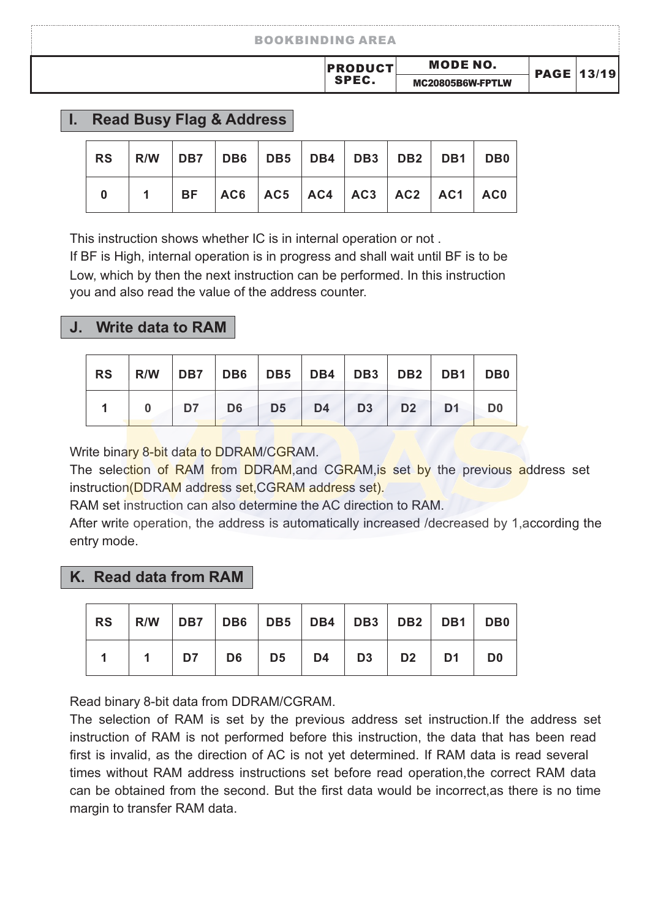## I. Read Busy Flag & Address

| RS | R/W | DB7 | DB6 | DB5 | DB4 | DB3 | DB2 | DB1 | DB0 |
|---|---|---|---|---|---|---|---|---|---|
| 0 | 1 | BF | AC6 | AC5 | AC4 | AC3 | AC2 | AC1 | AC0 |

This instruction shows whether IC is in internal operation or not .
If BF is High, internal operation is in progress and shall wait until BF is to be Low, which by then the next instruction can be performed. In this instruction you and also read the value of the address counter.

## J. Write data to RAM

| RS | R/W | DB7 | DB6 | DB5 | DB4 | DB3 | DB2 | DB1 | DB0 |
|---|---|---|---|---|---|---|---|---|---|
| 1 | 0 | D7 | D6 | D5 | D4 | D3 | D2 | D1 | D0 |

Write binary 8-bit data to DDRAM/CGRAM.
The selection of RAM from DDRAM,and CGRAM,is set by the previous address set instruction(DDRAM address set,CGRAM address set).
RAM set instruction can also determine the AC direction to RAM.
After write operation, the address is automatically increased /decreased by 1,according the entry mode.

## K. Read data from RAM

| RS | R/W | DB7 | DB6 | DB5 | DB4 | DB3 | DB2 | DB1 | DB0 |
|---|---|---|---|---|---|---|---|---|---|
| 1 | 1 | D7 | D6 | D5 | D4 | D3 | D2 | D1 | D0 |

Read binary 8-bit data from DDRAM/CGRAM.
The selection of RAM is set by the previous address set instruction.If the address set instruction of RAM is not performed before this instruction, the data that has been read first is invalid, as the direction of AC is not yet determined. If RAM data is read several times without RAM address instructions set before read operation,the correct RAM data can be obtained from the second. But the first data would be incorrect,as there is no time margin to transfer RAM data.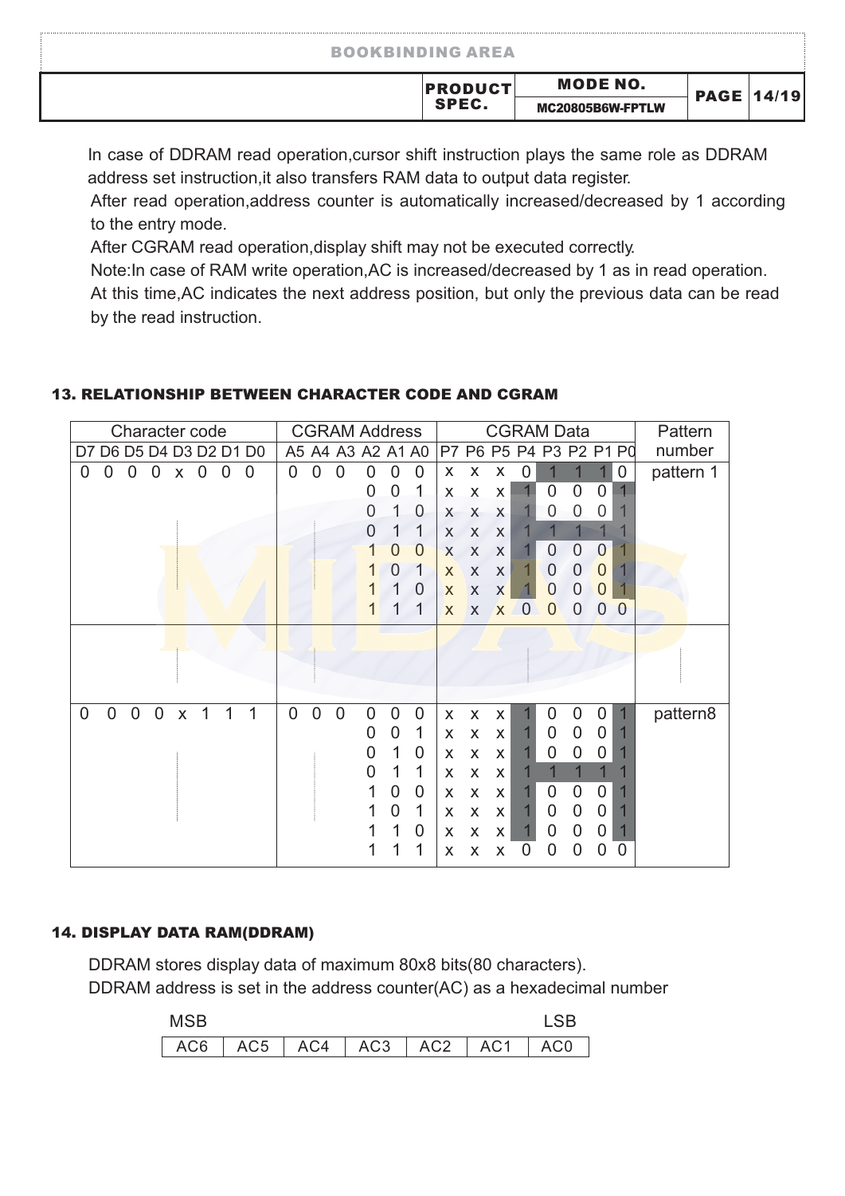In case of DDRAM read operation,cursor shift instruction plays the same role as DDRAM address set instruction,it also transfers RAM data to output data register.

After read operation,address counter is automatically increased/decreased by 1 according to the entry mode.

After CGRAM read operation,display shift may not be executed correctly.

Note:In case of RAM write operation,AC is increased/decreased by 1 as in read operation. At this time,AC indicates the next address position, but only the previous data can be read by the read instruction.

## 13. RELATIONSHIP BETWEEN CHARACTER CODE AND CGRAM

| Character code | CGRAM Address | CGRAM Data | Pattern number |
|---|---|---|---|
| D7 D6 D5 D4 D3 D2 D1 D0 | A5 A4 A3 A2 A1 A0 | P7 P6 P5 P4 P3 P2 P1 P0 | |
| 0 0 0 0 x 0 0 0 | 0 0 0 0 0 0 | x x x 0 1 1 1 0 | pattern 1 |
| | 0 0 1 | x x x 1 0 0 0 1 | |
| | 0 1 0 | x x x 1 0 0 0 1 | |
| | 0 1 1 | x x x 1 1 1 1 1 | |
| | 1 0 0 | x x x 1 0 0 0 1 | |
| | 1 0 1 | x x x 1 0 0 0 1 | |
| | 1 1 0 | x x x 1 0 0 0 1 | |
| | 1 1 1 | x x x 0 0 0 0 0 | |
| ⋮ | ⋮ | ⋮ | ⋮ |
| 0 0 0 0 x 1 1 1 | 0 0 0 0 0 0 | x x x 1 0 0 0 1 | pattern8 |
| | 0 0 1 | x x x 1 0 0 0 1 | |
| | 0 1 0 | x x x 1 0 0 0 1 | |
| | 0 1 1 | x x x 1 1 1 1 1 | |
| | 1 0 0 | x x x 1 0 0 0 1 | |
| | 1 0 1 | x x x 1 0 0 0 1 | |
| | 1 1 0 | x x x 1 0 0 0 1 | |
| | 1 1 1 | x x x 0 0 0 0 0 | |

## 14. DISPLAY DATA RAM(DDRAM)

DDRAM stores display data of maximum 80x8 bits(80 characters).

DDRAM address is set in the address counter(AC) as a hexadecimal number

| MSB | | | | | | LSB |
|---|---|---|---|---|---|---|
| AC6 | AC5 | AC4 | AC3 | AC2 | AC1 | AC0 |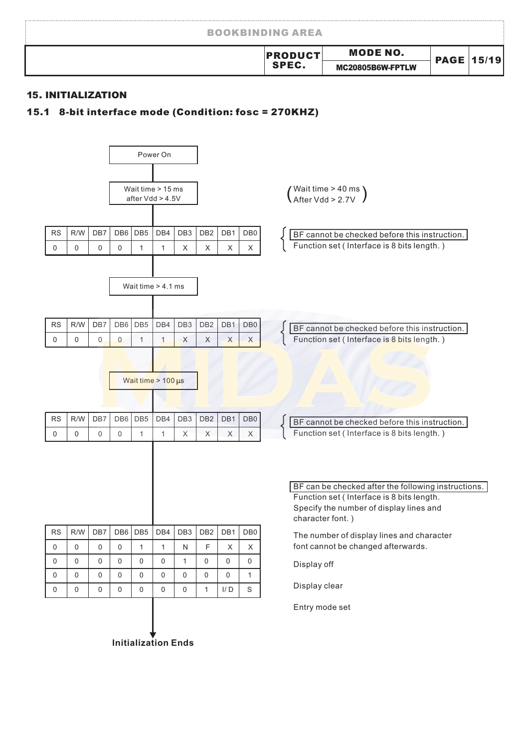## 15. INITIALIZATION

### 15.1 8-bit interface mode (Condition: fosc = 270KHZ)

Power On

Wait time > 15 ms after Vdd > 4.5V

(Wait time > 40 ms After Vdd > 2.7V)

| RS | R/W | DB7 | DB6 | DB5 | DB4 | DB3 | DB2 | DB1 | DB0 |
|---|---|---|---|---|---|---|---|---|---|
| 0 | 0 | 0 | 0 | 1 | 1 | X | X | X | X |

BF cannot be checked before this instruction.
Function set ( Interface is 8 bits length. )

Wait time > 4.1 ms

| RS | R/W | DB7 | DB6 | DB5 | DB4 | DB3 | DB2 | DB1 | DB0 |
|---|---|---|---|---|---|---|---|---|---|
| 0 | 0 | 0 | 0 | 1 | 1 | X | X | X | X |

BF cannot be checked before this instruction.
Function set ( Interface is 8 bits length. )

Wait time > 100 μs

| RS | R/W | DB7 | DB6 | DB5 | DB4 | DB3 | DB2 | DB1 | DB0 |
|---|---|---|---|---|---|---|---|---|---|
| 0 | 0 | 0 | 0 | 1 | 1 | X | X | X | X |

BF cannot be checked before this instruction.
Function set ( Interface is 8 bits length. )

BF can be checked after the following instructions.

| RS | R/W | DB7 | DB6 | DB5 | DB4 | DB3 | DB2 | DB1 | DB0 |
|---|---|---|---|---|---|---|---|---|---|
| 0 | 0 | 0 | 0 | 1 | 1 | N | F | X | X |
| 0 | 0 | 0 | 0 | 0 | 0 | 1 | 0 | 0 | 0 |
| 0 | 0 | 0 | 0 | 0 | 0 | 0 | 0 | 0 | 1 |
| 0 | 0 | 0 | 0 | 0 | 0 | 0 | 1 | I/D | S |

Function set ( Interface is 8 bits length. Specify the number of display lines and character font. )

The number of display lines and character font cannot be changed afterwards.

Display off

Display clear

Entry mode set

**Initialization Ends**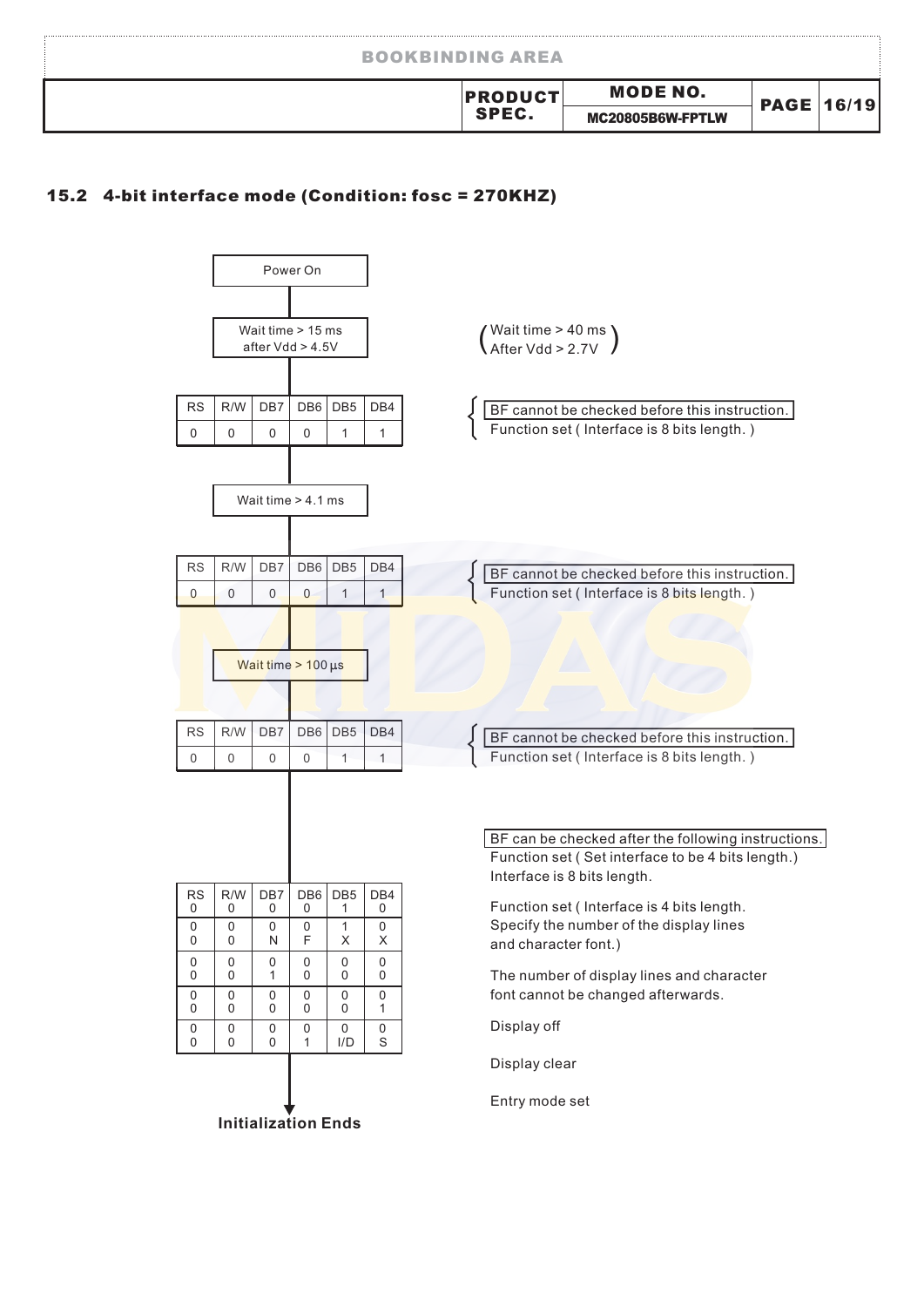### 15.2 4-bit interface mode (Condition: fosc = 270KHZ)

Power On

Wait time > 15 ms after Vdd > 4.5V

(Wait time > 40 ms After Vdd > 2.7V)

| RS | R/W | DB7 | DB6 | DB5 | DB4 |
|---|---|---|---|---|---|
| 0 | 0 | 0 | 0 | 1 | 1 |

BF cannot be checked before this instruction.
Function set ( Interface is 8 bits length. )

Wait time > 4.1 ms

| RS | R/W | DB7 | DB6 | DB5 | DB4 |
|---|---|---|---|---|---|
| 0 | 0 | 0 | 0 | 1 | 1 |

BF cannot be checked before this instruction.
Function set ( Interface is 8 bits length. )

Wait time > 100 μs

| RS | R/W | DB7 | DB6 | DB5 | DB4 |
|---|---|---|---|---|---|
| 0 | 0 | 0 | 0 | 1 | 1 |

BF cannot be checked before this instruction.
Function set ( Interface is 8 bits length. )

BF can be checked after the following instructions.

| RS | R/W | DB7 | DB6 | DB5 | DB4 | |
|---|---|---|---|---|---|---|
| 0 | 0 | 0 | 0 | 1 | 0 | Function set ( Set interface to be 4 bits length.) Interface is 8 bits length. |
| 0 | 0 | 0 | 0 | 1 | 0 | Function set ( Interface is 4 bits length. Specify the number of the display lines and character font.) |
| 0 | 0 | N | F | X | X | The number of display lines and character font cannot be changed afterwards. |
| 0 | 0 | 0 | 0 | 0 | 0 | Display off |
| 0 | 0 | 1 | 0 | 0 | 0 | |
| 0 | 0 | 0 | 0 | 0 | 0 | Display clear |
| 0 | 0 | 0 | 0 | 0 | 1 | |
| 0 | 0 | 0 | 0 | 0 | 0 | Entry mode set |
| 0 | 0 | 0 | 1 | I/D | S | |

**Initialization Ends**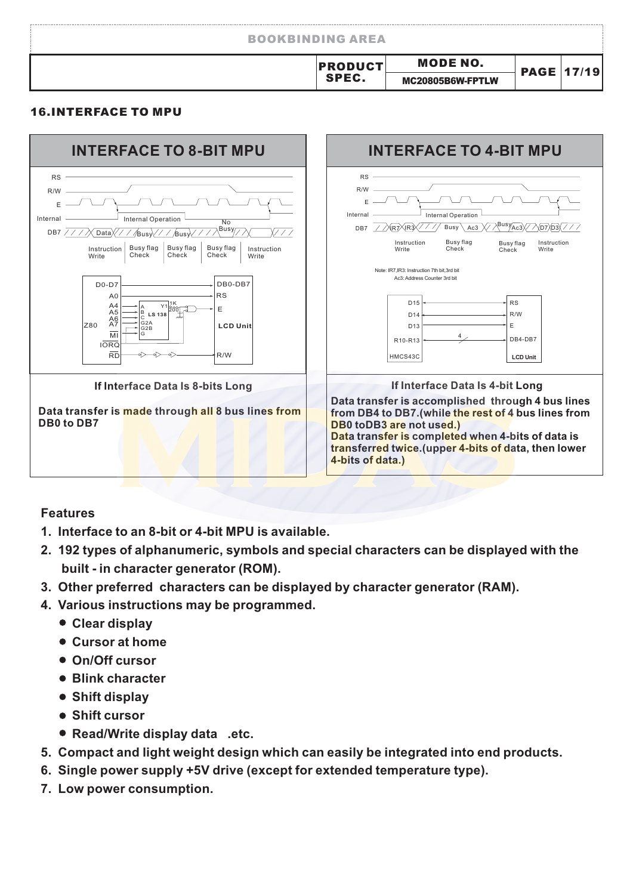## 16.INTERFACE TO MPU

### INTERFACE TO 8-BIT MPU

RS
R/W
E
Internal — Internal Operation — No Busy
DB7 — Data — Busy — Busy — Busy

Instruction Write | Busy flag Check | Busy flag Check | Busy flag Check | Instruction Write

Z80: D0-D7 → DB0-DB7; A0 → RS; A4, A5, A6, A7 → A, B, C, G2A (LS 138), Y1 → E; $\overline{MI}$ → G2B; IORQ → G; $\overline{RD}$ → R/W; LCD Unit; 1K, 200

**If Interface Data Is 8-bits Long**

**Data transfer is made through all 8 bus lines from DB0 to DB7**

### INTERFACE TO 4-BIT MPU

RS
R/W
E
Internal — Internal Operation
DB7 — IR7 IR3 — Busy — Ac3 — Busy — Ac3 — D7 D3

Instruction Write | Busy flag Check | Busy flag Check | Instruction Write

Note: IR7,IR3: Instruction 7th bit,3rd bit
Ac3: Address Counter 3rd bit

HMCS43C: D15 → RS; D14 → R/W; D13 → E; R10-R13 ↔ (4) DB4-DB7; LCD Unit

**If Interface Data Is 4-bit Long**

**Data transfer is accomplished through 4 bus lines from DB4 to DB7.(while the rest of 4 bus lines from DB0 toDB3 are not used.)**
**Data transfer is completed when 4-bits of data is transferred twice.(upper 4-bits of data, then lower 4-bits of data.)**

**Features**

1. **Interface to an 8-bit or 4-bit MPU is available.**
2. **192 types of alphanumeric, symbols and special characters can be displayed with the built - in character generator (ROM).**
3. **Other preferred characters can be displayed by character generator (RAM).**
4. **Various instructions may be programmed.**
   - **Clear display**
   - **Cursor at home**
   - **On/Off cursor**
   - **Blink character**
   - **Shift display**
   - **Shift cursor**
   - **Read/Write display data .etc.**
5. **Compact and light weight design which can easily be integrated into end products.**
6. **Single power supply +5V drive (except for extended temperature type).**
7. **Low power consumption.**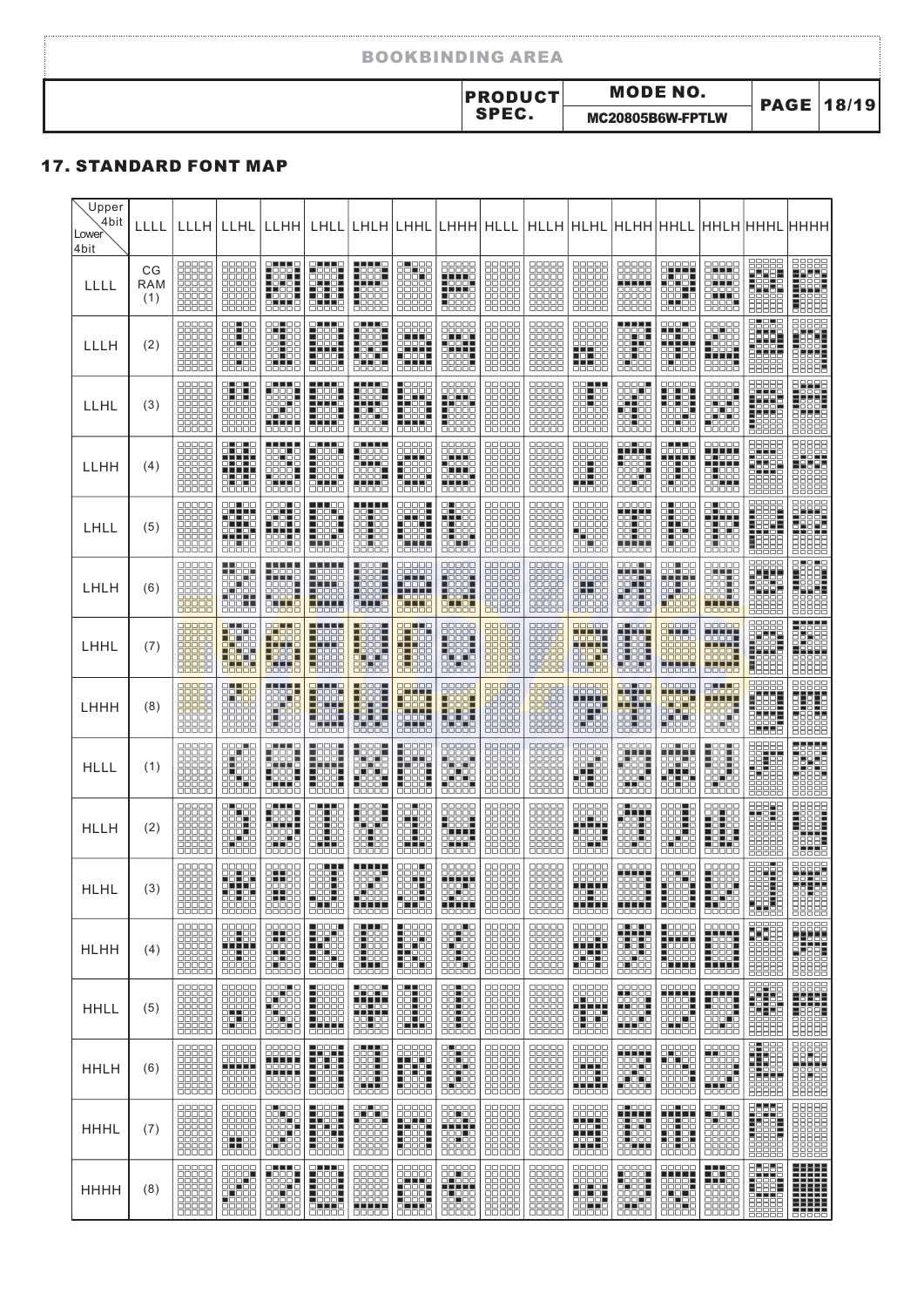## 17. STANDARD FONT MAP

| Upper 4bit / Lower 4bit | LLLL | LLLH | LLHL | LLHH | LHLL | LHLH | LHHL | LHHH | HLLL | HLLH | HLHL | HLHH | HHLL | HHLH | HHHL | HHHH |
|---|---|---|---|---|---|---|---|---|---|---|---|---|---|---|---|---|
| LLLL | CG RAM (1) | | | | | | | | | | | | | | | |
| LLLH | (2) | | | | | | | | | | | | | | | |
| LLHL | (3) | | | | | | | | | | | | | | | |
| LLHH | (4) | | | | | | | | | | | | | | | |
| LHLL | (5) | | | | | | | | | | | | | | | |
| LHLH | (6) | | | | | | | | | | | | | | | |
| LHHL | (7) | | | | | | | | | | | | | | | |
| LHHH | (8) | | | | | | | | | | | | | | | |
| HLLL | (1) | | | | | | | | | | | | | | | |
| HLLH | (2) | | | | | | | | | | | | | | | |
| HLHL | (3) | | | | | | | | | | | | | | | |
| HLHH | (4) | | | | | | | | | | | | | | | |
| HHLL | (5) | | | | | | | | | | | | | | | |
| HHLH | (6) | | | | | | | | | | | | | | | |
| HHHL | (7) | | | | | | | | | | | | | | | |
| HHHH | (8) | | | | | | | | | | | | | | | |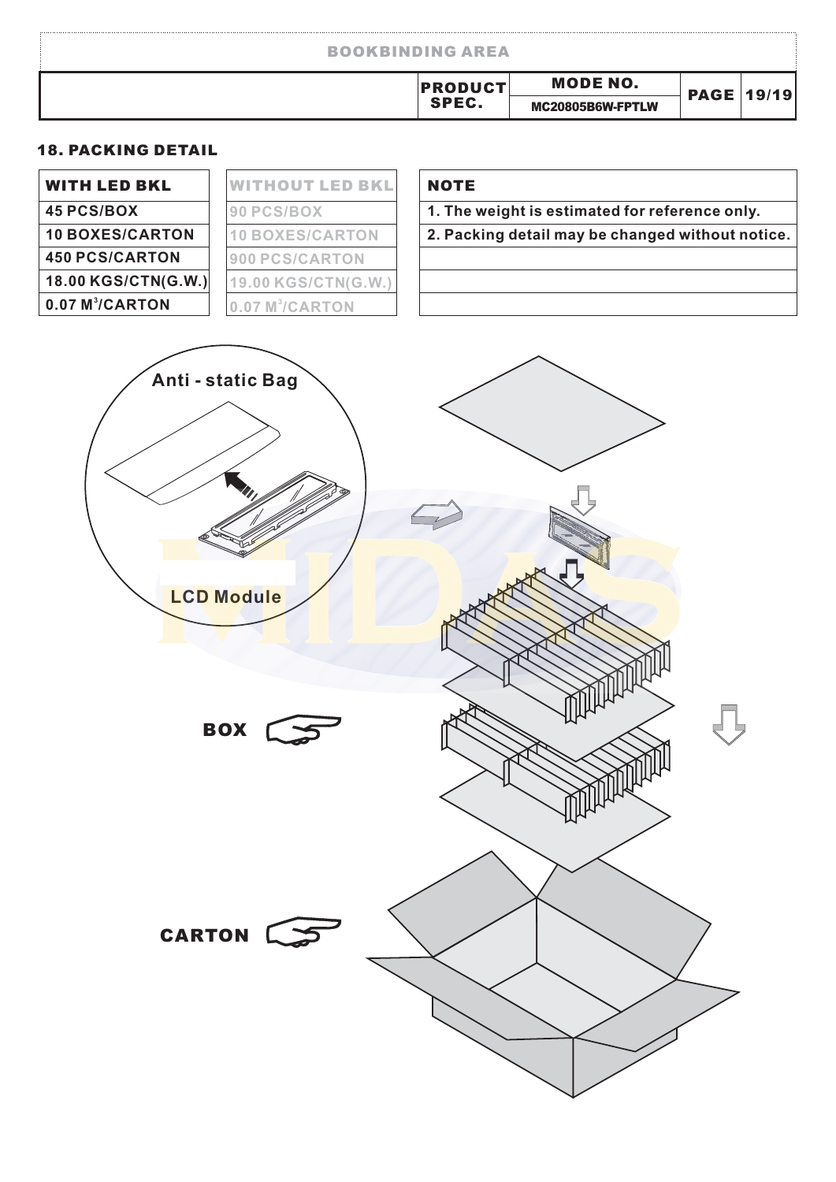## 18. PACKING DETAIL

| WITH LED BKL |
|---|
| 45 PCS/BOX |
| 10 BOXES/CARTON |
| 450 PCS/CARTON |
| 18.00 KGS/CTN(G.W.) |
| 0.07 $M^3$/CARTON |

| WITHOUT LED BKL |
|---|
| 90 PCS/BOX |
| 10 BOXES/CARTON |
| 900 PCS/CARTON |
| 19.00 KGS/CTN(G.W.) |
| 0.07 $M^3$/CARTON |

| NOTE |
|---|
| 1. The weight is estimated for reference only. |
| 2. Packing detail may be changed without notice. |
| |
| |
| |

Anti - static Bag

LCD Module

BOX

CARTON